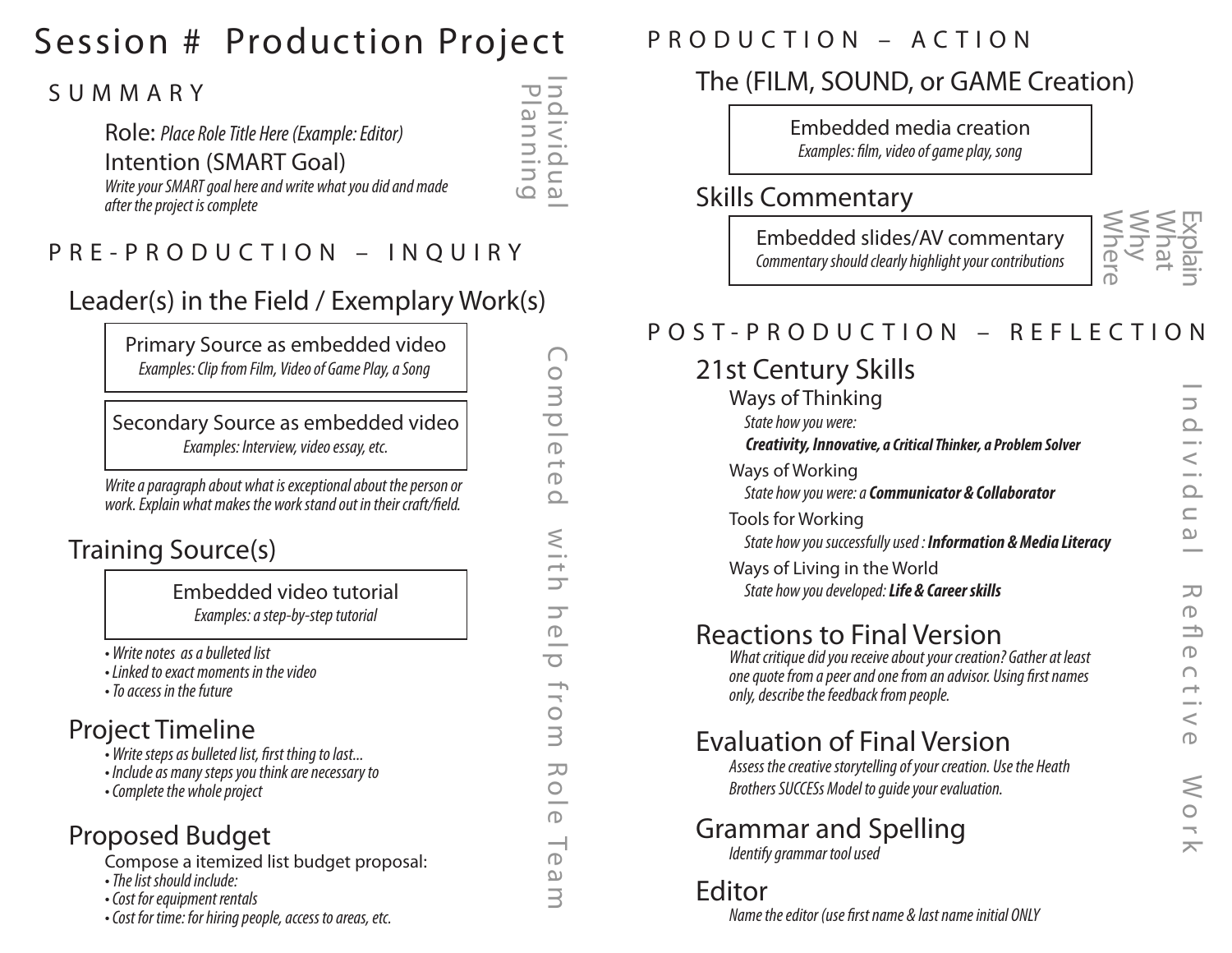# Session # Production Project

## SUMMARY

*Individual Planning*

Role: *Place Role Title Here (Example: Editor)*

Intention (SMART Goal)

*Write your SMART goal here and write what you did and made after the project is complete*

## PRE-PRODUCTION – INQUIRY

*Completed with help from Role Team*

### Leader(s) in the Field / Exemplary Work(s)

Primary Source as embedded video
*Examples: Clip from Film, Video of Game Play, a Song*

Secondary Source as embedded video
*Examples: Interview, video essay, etc.*

*Write a paragraph about what is exceptional about the person or work. Explain what makes the work stand out in their craft/field.*

### Training Source(s)

Embedded video tutorial
*Examples: a step-by-step tutorial*

- *Write notes as a bulleted list*
- *Linked to exact moments in the video*
- *To access in the future*

### Project Timeline

- *Write steps as bulleted list, first thing to last...*
- *Include as many steps you think are necessary to*
- *Complete the whole project*

### Proposed Budget

Compose a itemized list budget proposal:

- *The list should include:*
- *Cost for equipment rentals*
- *Cost for time: for hiring people, access to areas, etc.*

## PRODUCTION – ACTION

### The (FILM, SOUND, or GAME Creation)

Embedded media creation
*Examples: film, video of game play, song*

### Skills Commentary

*Explain What Why Where*

Embedded slides/AV commentary
*Commentary should clearly highlight your contributions*

## POST-PRODUCTION – REFLECTION

*Individual Reflective Work*

### 21st Century Skills

Ways of Thinking
*State how you were:*
***Creativity, Innovative, a Critical Thinker, a Problem Solver***

Ways of Working
*State how you were: a **Communicator & Collaborator***

Tools for Working
*State how you successfully used : **Information & Media Literacy***

Ways of Living in the World
*State how you developed: **Life & Career skills***

### Reactions to Final Version

*What critique did you receive about your creation? Gather at least one quote from a peer and one from an advisor. Using first names only, describe the feedback from people.*

### Evaluation of Final Version

*Assess the creative storytelling of your creation. Use the Heath Brothers SUCCESs Model to guide your evaluation.*

### Grammar and Spelling

*Identify grammar tool used*

### Editor

*Name the editor (use first name & last name initial ONLY*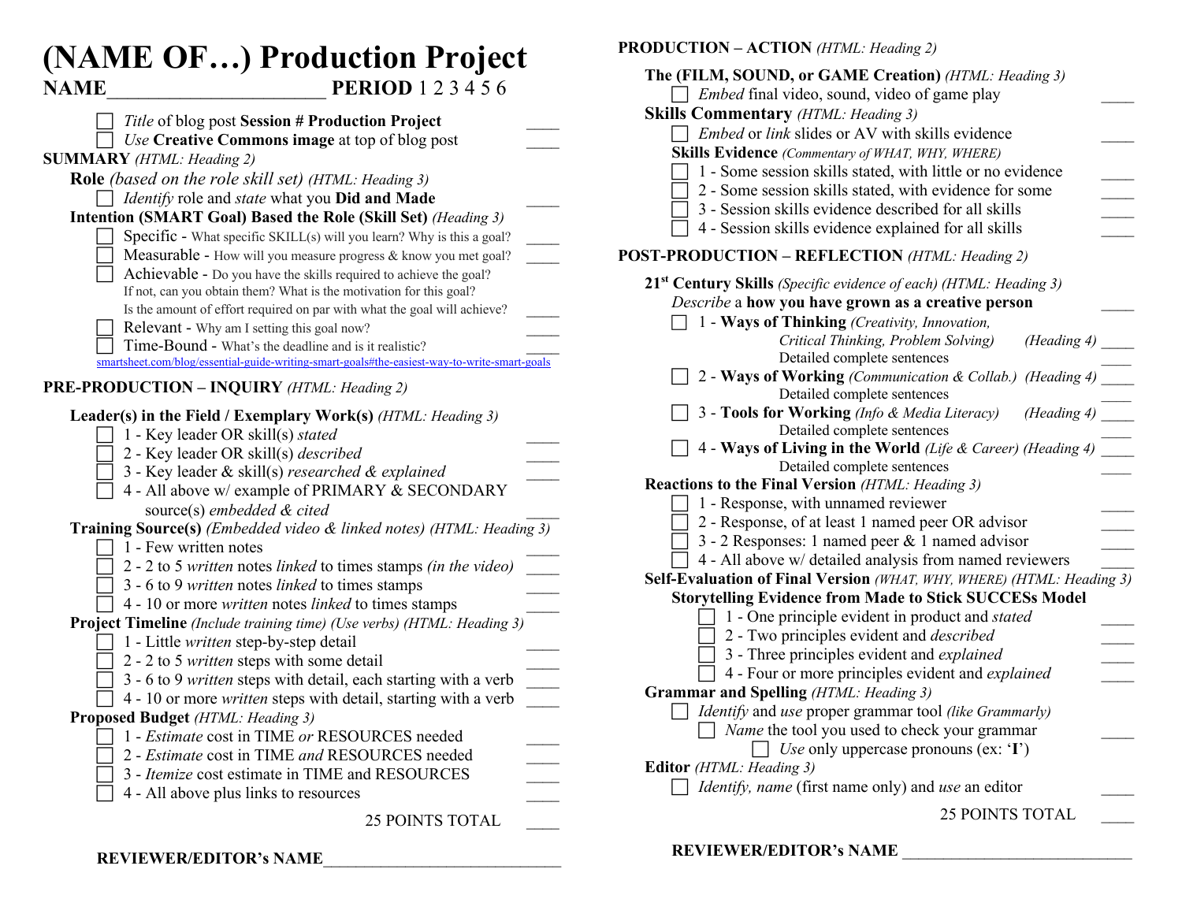# (NAME OF…) Production Project

**NAME**______________________ **PERIOD** 1 2 3 4 5 6

- [ ] *Title* of blog post **Session # Production Project** ____
- [ ] *Use* **Creative Commons image** at top of blog post ____

## SUMMARY *(HTML: Heading 2)*

### Role *(based on the role skill set) (HTML: Heading 3)*

- [ ] *Identify* role and *state* what you **Did and Made** ____

### Intention (SMART Goal) Based the Role (Skill Set) *(Heading 3)*

- [ ] Specific - What specific SKILL(s) will you learn? Why is this a goal? ____
- [ ] Measurable - How will you measure progress & know you met goal? ____
- [ ] Achievable - Do you have the skills required to achieve the goal? If not, can you obtain them? What is the motivation for this goal? Is the amount of effort required on par with what the goal will achieve? ____
- [ ] Relevant - Why am I setting this goal now? ____
- [ ] Time-Bound - What's the deadline and is it realistic? ____

smartsheet.com/blog/essential-guide-writing-smart-goals#the-easiest-way-to-write-smart-goals

## PRE-PRODUCTION – INQUIRY *(HTML: Heading 2)*

### Leader(s) in the Field / Exemplary Work(s) *(HTML: Heading 3)*

- [ ] 1 - Key leader OR skill(s) *stated* ____
- [ ] 2 - Key leader OR skill(s) *described* ____
- [ ] 3 - Key leader & skill(s) *researched & explained* ____
- [ ] 4 - All above w/ example of PRIMARY & SECONDARY source(s) *embedded & cited* ____

### Training Source(s) *(Embedded video & linked notes) (HTML: Heading 3)*

- [ ] 1 - Few written notes ____
- [ ] 2 - 2 to 5 *written* notes *linked* to times stamps *(in the video)* ____
- [ ] 3 - 6 to 9 *written* notes *linked* to times stamps ____
- [ ] 4 - 10 or more *written* notes *linked* to times stamps ____

### Project Timeline *(Include training time) (Use verbs) (HTML: Heading 3)*

- [ ] 1 - Little *written* step-by-step detail ____
- [ ] 2 - 2 to 5 *written* steps with some detail ____
- [ ] 3 - 6 to 9 *written* steps with detail, each starting with a verb ____
- [ ] 4 - 10 or more *written* steps with detail, starting with a verb ____

### Proposed Budget *(HTML: Heading 3)*

- [ ] 1 - *Estimate* cost in TIME *or* RESOURCES needed ____
- [ ] 2 - *Estimate* cost in TIME *and* RESOURCES needed ____
- [ ] 3 - *Itemize* cost estimate in TIME and RESOURCES ____
- [ ] 4 - All above plus links to resources ____

25 POINTS TOTAL ____

**REVIEWER/EDITOR's NAME**____________________________

## PRODUCTION – ACTION *(HTML: Heading 2)*

### The (FILM, SOUND, or GAME Creation) *(HTML: Heading 3)*

- [ ] *Embed* final video, sound, video of game play ____

### Skills Commentary *(HTML: Heading 3)*

- [ ] *Embed* or *link* slides or AV with skills evidence ____

**Skills Evidence** *(Commentary of WHAT, WHY, WHERE)*

- [ ] 1 - Some session skills stated, with little or no evidence ____
- [ ] 2 - Some session skills stated, with evidence for some ____
- [ ] 3 - Session skills evidence described for all skills ____
- [ ] 4 - Session skills evidence explained for all skills ____

## POST-PRODUCTION – REFLECTION *(HTML: Heading 2)*

### 21st Century Skills *(Specific evidence of each) (HTML: Heading 3)*

*Describe* a **how you have grown as a creative person** ____

- [ ] 1 - **Ways of Thinking** *(Creativity, Innovation, Critical Thinking, Problem Solving)* *(Heading 4)* ____
  Detailed complete sentences ____
- [ ] 2 - **Ways of Working** *(Communication & Collab.)* *(Heading 4)* ____
  Detailed complete sentences ____
- [ ] 3 - **Tools for Working** *(Info & Media Literacy)* *(Heading 4)* ____
  Detailed complete sentences ____
- [ ] 4 - **Ways of Living in the World** *(Life & Career) (Heading 4)* ____
  Detailed complete sentences ____

### Reactions to the Final Version *(HTML: Heading 3)*

- [ ] 1 - Response, with unnamed reviewer ____
- [ ] 2 - Response, of at least 1 named peer OR advisor ____
- [ ] 3 - 2 Responses: 1 named peer & 1 named advisor ____
- [ ] 4 - All above w/ detailed analysis from named reviewers ____

### Self-Evaluation of Final Version *(WHAT, WHY, WHERE) (HTML: Heading 3)*

**Storytelling Evidence from Made to Stick SUCCESs Model**

- [ ] 1 - One principle evident in product and *stated* ____
- [ ] 2 - Two principles evident and *described* ____
- [ ] 3 - Three principles evident and *explained* ____
- [ ] 4 - Four or more principles evident and *explained* ____

### Grammar and Spelling *(HTML: Heading 3)*

- [ ] *Identify* and *use* proper grammar tool *(like Grammarly)*
  - [ ] *Name* the tool you used to check your grammar ____
    - [ ] *Use* only uppercase pronouns (ex: '**I**')

### Editor *(HTML: Heading 3)*

- [ ] *Identify, name* (first name only) and *use* an editor ____

25 POINTS TOTAL ____

**REVIEWER/EDITOR's NAME** ____________________________